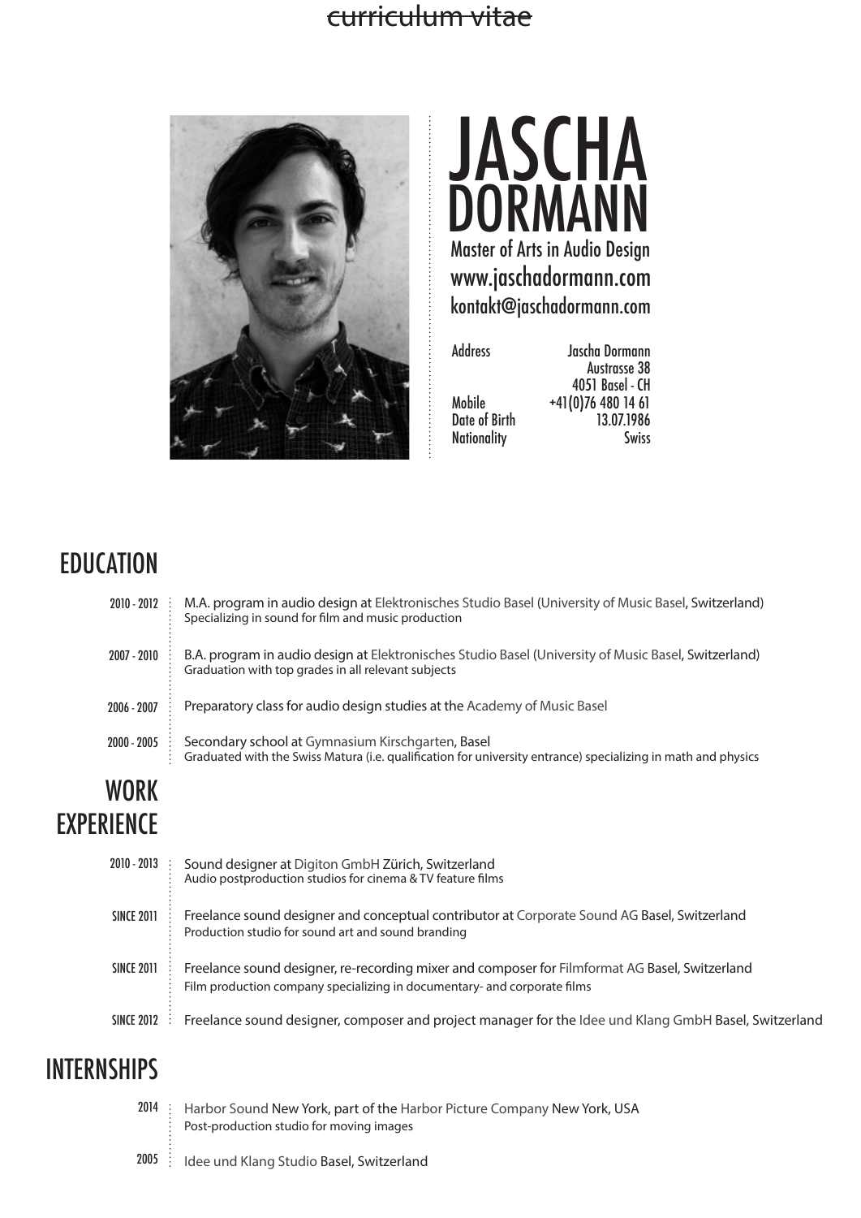~~curriculum vitae~~

# JASCHA DORMANN

Master of Arts in Audio Design
www.jaschadormann.com
kontakt@jaschadormann.com

| | |
|---|---|
| Address | Jascha Dormann<br>Austrasse 38<br>4051 Basel - CH |
| Mobile | +41(0)76 480 14 61 |
| Date of Birth | 13.07.1986 |
| Nationality | Swiss |

## EDUCATION

**2010 - 2012**
M.A. program in audio design at Elektronisches Studio Basel (University of Music Basel, Switzerland)
Specializing in sound for film and music production

**2007 - 2010**
B.A. program in audio design at Elektronisches Studio Basel (University of Music Basel, Switzerland)
Graduation with top grades in all relevant subjects

**2006 - 2007**
Preparatory class for audio design studies at the Academy of Music Basel

**2000 - 2005**
Secondary school at Gymnasium Kirschgarten, Basel
Graduated with the Swiss Matura (i.e. qualification for university entrance) specializing in math and physics

## WORK EXPERIENCE

**2010 - 2013**
Sound designer at Digiton GmbH Zürich, Switzerland
Audio postproduction studios for cinema & TV feature films

**SINCE 2011**
Freelance sound designer and conceptual contributor at Corporate Sound AG Basel, Switzerland
Production studio for sound art and sound branding

**SINCE 2011**
Freelance sound designer, re-recording mixer and composer for Filmformat AG Basel, Switzerland
Film production company specializing in documentary- and corporate films

**SINCE 2012**
Freelance sound designer, composer and project manager for the Idee und Klang GmbH Basel, Switzerland

## INTERNSHIPS

**2014**
Harbor Sound New York, part of the Harbor Picture Company New York, USA
Post-production studio for moving images

**2005**
Idee und Klang Studio Basel, Switzerland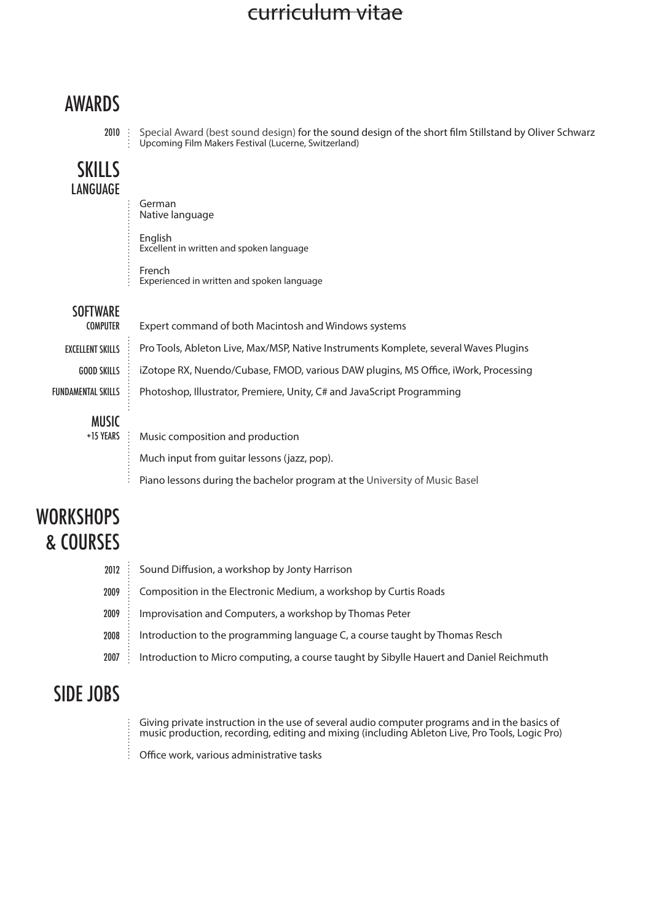curriculum vitae

# AWARDS

2010 — Special Award (best sound design) for the sound design of the short film Stillstand by Oliver Schwarz
Upcoming Film Makers Festival (Lucerne, Switzerland)

# SKILLS

## LANGUAGE

German
Native language

English
Excellent in written and spoken language

French
Experienced in written and spoken language

## SOFTWARE

**COMPUTER** — Expert command of both Macintosh and Windows systems

**EXCELLENT SKILLS** — Pro Tools, Ableton Live, Max/MSP, Native Instruments Komplete, several Waves Plugins

**GOOD SKILLS** — iZotope RX, Nuendo/Cubase, FMOD, various DAW plugins, MS Office, iWork, Processing

**FUNDAMENTAL SKILLS** — Photoshop, Illustrator, Premiere, Unity, C# and JavaScript Programming

## MUSIC

**+15 YEARS**

Music composition and production

Much input from guitar lessons (jazz, pop).

Piano lessons during the bachelor program at the University of Music Basel

# WORKSHOPS & COURSES

- 2012 — Sound Diffusion, a workshop by Jonty Harrison
- 2009 — Composition in the Electronic Medium, a workshop by Curtis Roads
- 2009 — Improvisation and Computers, a workshop by Thomas Peter
- 2008 — Introduction to the programming language C, a course taught by Thomas Resch
- 2007 — Introduction to Micro computing, a course taught by Sibylle Hauert and Daniel Reichmuth

# SIDE JOBS

Giving private instruction in the use of several audio computer programs and in the basics of music production, recording, editing and mixing (including Ableton Live, Pro Tools, Logic Pro)

Office work, various administrative tasks